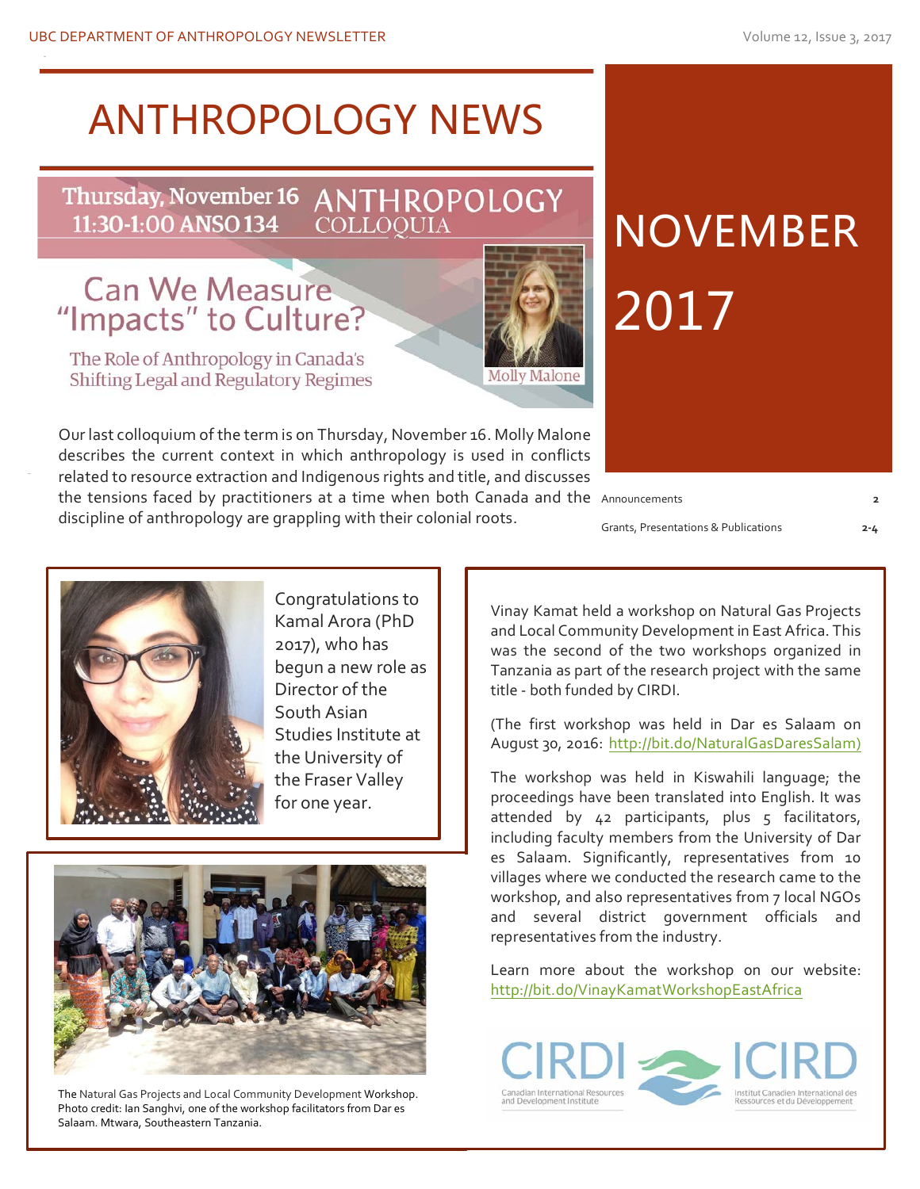# ANTHROPOLOGY NEWS

# NOVEMBER 2017

Thursday, November 16 11:30-1:00 ANSO 134 — ANTHROPOLOGY COLLOQUIA

## Can We Measure "Impacts" to Culture?

The Role of Anthropology in Canada's Shifting Legal and Regulatory Regimes

Molly Malone

Our last colloquium of the term is on Thursday, November 16. Molly Malone describes the current context in which anthropology is used in conflicts related to resource extraction and Indigenous rights and title, and discusses the tensions faced by practitioners at a time when both Canada and the discipline of anthropology are grappling with their colonial roots.

| | |
|---|---|
| Announcements | 2 |
| Grants, Presentations & Publications | 2-4 |

Congratulations to Kamal Arora (PhD 2017), who has begun a new role as Director of the South Asian Studies Institute at the University of the Fraser Valley for one year.

Vinay Kamat held a workshop on Natural Gas Projects and Local Community Development in East Africa. This was the second of the two workshops organized in Tanzania as part of the research project with the same title - both funded by CIRDI.

(The first workshop was held in Dar es Salaam on August 30, 2016: http://bit.do/NaturalGasDaresSalam)

The workshop was held in Kiswahili language; the proceedings have been translated into English. It was attended by 42 participants, plus 5 facilitators, including faculty members from the University of Dar es Salaam. Significantly, representatives from 10 villages where we conducted the research came to the workshop, and also representatives from 7 local NGOs and several district government officials and representatives from the industry.

Learn more about the workshop on our website: http://bit.do/VinayKamatWorkshopEastAfrica

The Natural Gas Projects and Local Community Development Workshop. Photo credit: Ian Sanghvi, one of the workshop facilitators from Dar es Salaam. Mtwara, Southeastern Tanzania.

CIRDI — Canadian International Resources and Development Institute | ICIRD — Institut Canadien International des Ressources et du Développement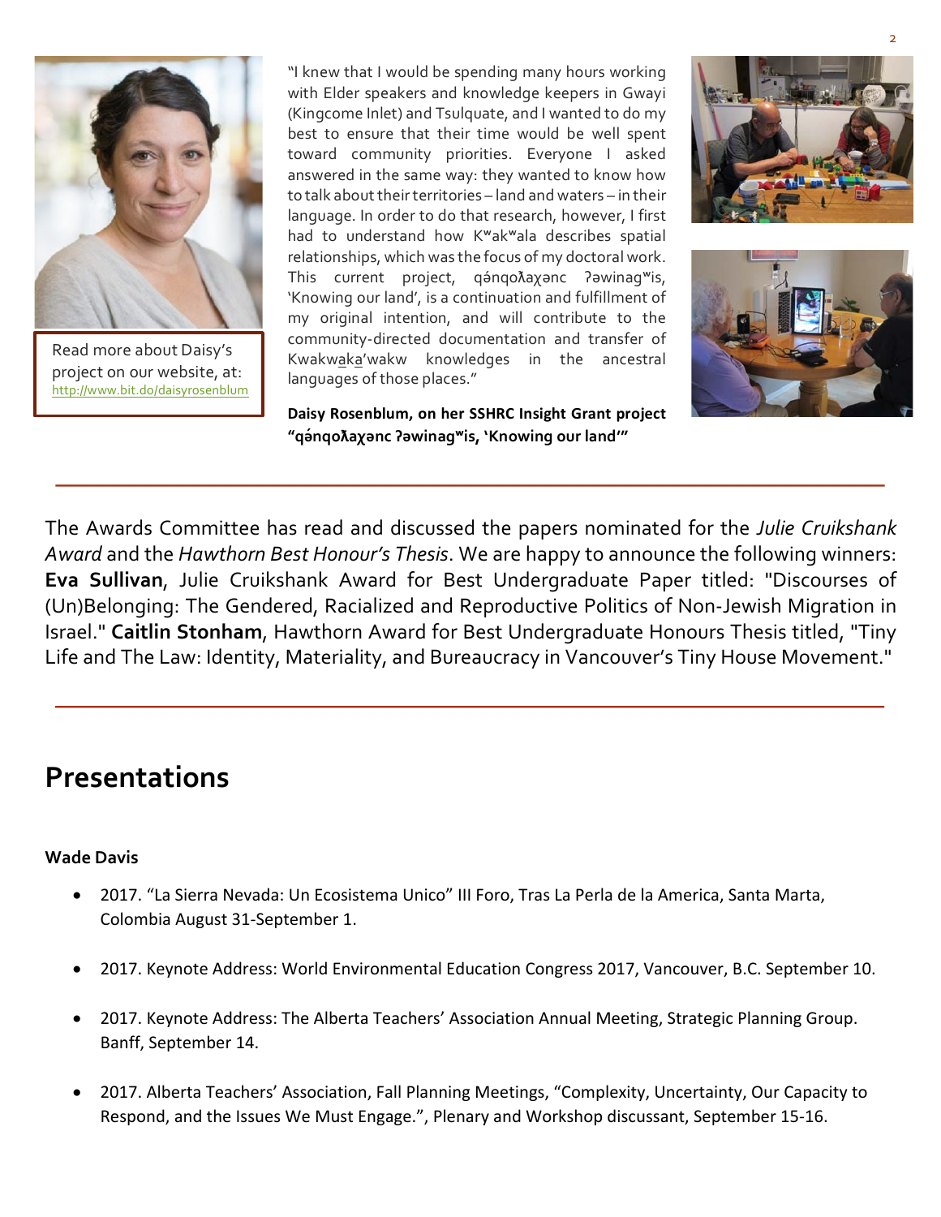Read more about Daisy's project on our website, at: http://www.bit.do/daisyrosenblum

"I knew that I would be spending many hours working with Elder speakers and knowledge keepers in Gwayi (Kingcome Inlet) and Tsulquate, and I wanted to do my best to ensure that their time would be well spent toward community priorities. Everyone I asked answered in the same way: they wanted to know how to talk about their territories – land and waters – in their language. In order to do that research, however, I first had to understand how Kʷakʷala describes spatial relationships, which was the focus of my doctoral work. This current project, qánqoƛaχənc ʔəwinagʷis, 'Knowing our land', is a continuation and fulfillment of my original intention, and will contribute to the community-directed documentation and transfer of Kwakwaka'wakw knowledges in the ancestral languages of those places."

**Daisy Rosenblum, on her SSHRC Insight Grant project "qánqoƛaχənc ʔəwinagʷis, 'Knowing our land'"**

---

The Awards Committee has read and discussed the papers nominated for the *Julie Cruikshank Award* and the *Hawthorn Best Honour's Thesis*. We are happy to announce the following winners: **Eva Sullivan**, Julie Cruikshank Award for Best Undergraduate Paper titled: "Discourses of (Un)Belonging: The Gendered, Racialized and Reproductive Politics of Non-Jewish Migration in Israel." **Caitlin Stonham**, Hawthorn Award for Best Undergraduate Honours Thesis titled, "Tiny Life and The Law: Identity, Materiality, and Bureaucracy in Vancouver's Tiny House Movement."

---

# Presentations

**Wade Davis**

- 2017. "La Sierra Nevada: Un Ecosistema Unico" III Foro, Tras La Perla de la America, Santa Marta, Colombia August 31-September 1.
- 2017. Keynote Address: World Environmental Education Congress 2017, Vancouver, B.C. September 10.
- 2017. Keynote Address: The Alberta Teachers' Association Annual Meeting, Strategic Planning Group. Banff, September 14.
- 2017. Alberta Teachers' Association, Fall Planning Meetings, "Complexity, Uncertainty, Our Capacity to Respond, and the Issues We Must Engage.", Plenary and Workshop discussant, September 15-16.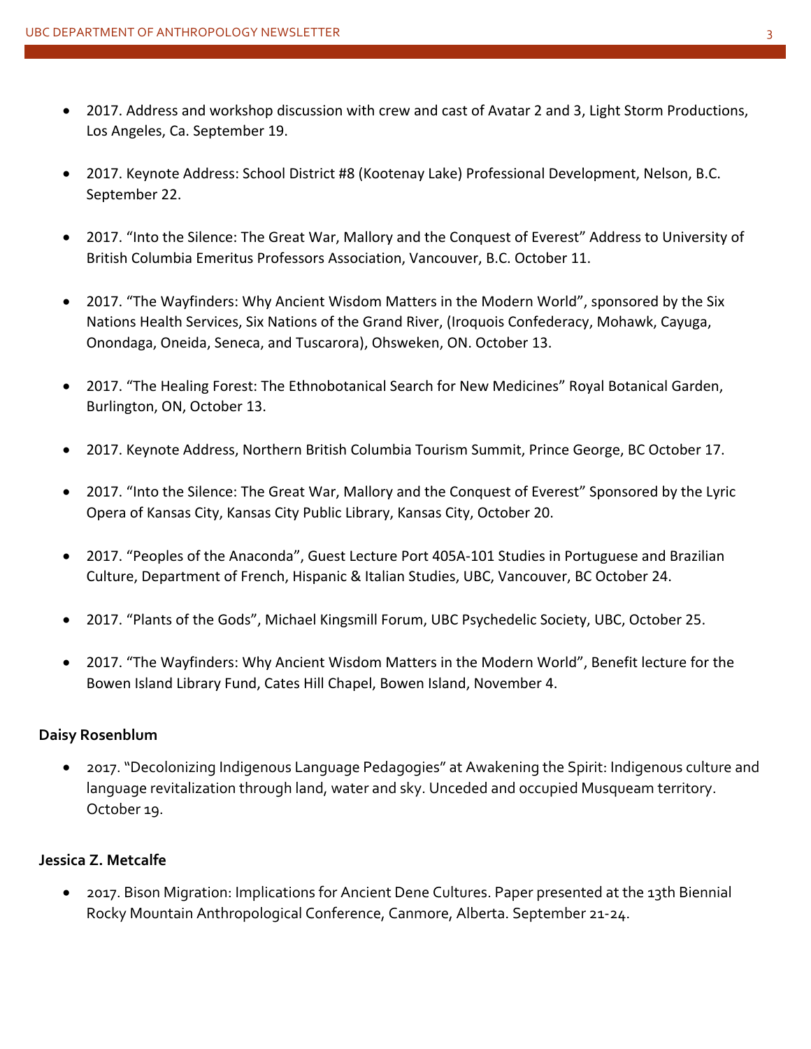- 2017. Address and workshop discussion with crew and cast of Avatar 2 and 3, Light Storm Productions, Los Angeles, Ca. September 19.

- 2017. Keynote Address: School District #8 (Kootenay Lake) Professional Development, Nelson, B.C. September 22.

- 2017. "Into the Silence: The Great War, Mallory and the Conquest of Everest" Address to University of British Columbia Emeritus Professors Association, Vancouver, B.C. October 11.

- 2017. "The Wayfinders: Why Ancient Wisdom Matters in the Modern World", sponsored by the Six Nations Health Services, Six Nations of the Grand River, (Iroquois Confederacy, Mohawk, Cayuga, Onondaga, Oneida, Seneca, and Tuscarora), Ohsweken, ON. October 13.

- 2017. "The Healing Forest: The Ethnobotanical Search for New Medicines" Royal Botanical Garden, Burlington, ON, October 13.

- 2017. Keynote Address, Northern British Columbia Tourism Summit, Prince George, BC October 17.

- 2017. "Into the Silence: The Great War, Mallory and the Conquest of Everest" Sponsored by the Lyric Opera of Kansas City, Kansas City Public Library, Kansas City, October 20.

- 2017. "Peoples of the Anaconda", Guest Lecture Port 405A-101 Studies in Portuguese and Brazilian Culture, Department of French, Hispanic & Italian Studies, UBC, Vancouver, BC October 24.

- 2017. "Plants of the Gods", Michael Kingsmill Forum, UBC Psychedelic Society, UBC, October 25.

- 2017. "The Wayfinders: Why Ancient Wisdom Matters in the Modern World", Benefit lecture for the Bowen Island Library Fund, Cates Hill Chapel, Bowen Island, November 4.

**Daisy Rosenblum**

- 2017. "Decolonizing Indigenous Language Pedagogies" at Awakening the Spirit: Indigenous culture and language revitalization through land, water and sky. Unceded and occupied Musqueam territory. October 19.

**Jessica Z. Metcalfe**

- 2017. Bison Migration: Implications for Ancient Dene Cultures. Paper presented at the 13th Biennial Rocky Mountain Anthropological Conference, Canmore, Alberta. September 21-24.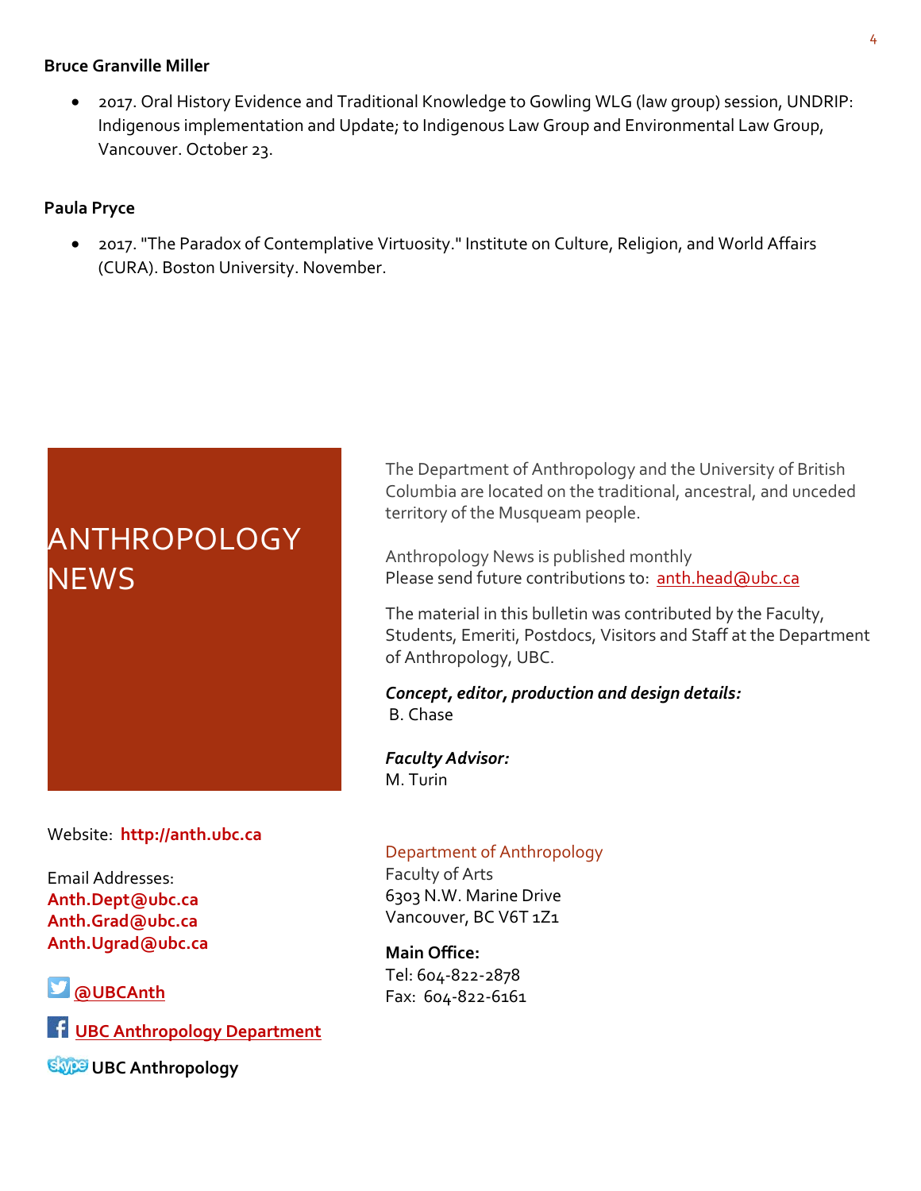**Bruce Granville Miller**

- 2017. Oral History Evidence and Traditional Knowledge to Gowling WLG (law group) session, UNDRIP: Indigenous implementation and Update; to Indigenous Law Group and Environmental Law Group, Vancouver. October 23.

**Paula Pryce**

- 2017. "The Paradox of Contemplative Virtuosity." Institute on Culture, Religion, and World Affairs (CURA). Boston University. November.

# ANTHROPOLOGY NEWS

The Department of Anthropology and the University of British Columbia are located on the traditional, ancestral, and unceded territory of the Musqueam people.

Anthropology News is published monthly
Please send future contributions to: anth.head@ubc.ca

The material in this bulletin was contributed by the Faculty, Students, Emeriti, Postdocs, Visitors and Staff at the Department of Anthropology, UBC.

***Concept, editor, production and design details:***
B. Chase

***Faculty Advisor:***
M. Turin

Website: **http://anth.ubc.ca**

Email Addresses:
**Anth.Dept@ubc.ca**
**Anth.Grad@ubc.ca**
**Anth.Ugrad@ubc.ca**

**@UBCAnth**

**UBC Anthropology Department**

**UBC Anthropology**

Department of Anthropology
Faculty of Arts
6303 N.W. Marine Drive
Vancouver, BC V6T 1Z1

**Main Office:**
Tel: 604-822-2878
Fax: 604-822-6161